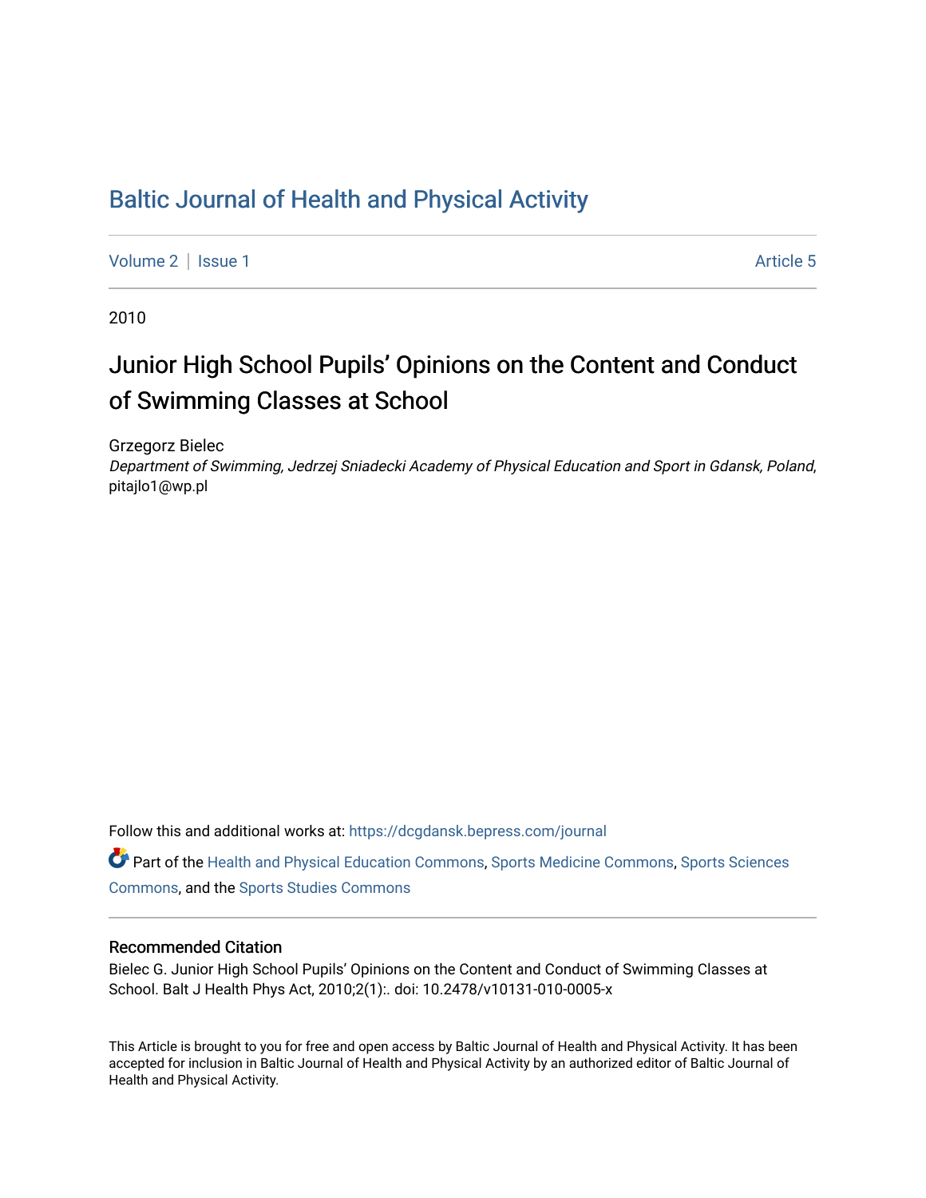# Baltic Journal of Health and Physical Activity

Volume 2 | Issue 1 Article 5

2010

## Junior High School Pupils' Opinions on the Content and Conduct of Swimming Classes at School

Grzegorz Bielec
*Department of Swimming, Jedrzej Sniadecki Academy of Physical Education and Sport in Gdansk, Poland,*
pitajlo1@wp.pl

Follow this and additional works at: https://dcgdansk.bepress.com/journal

Part of the Health and Physical Education Commons, Sports Medicine Commons, Sports Sciences Commons, and the Sports Studies Commons

### Recommended Citation

Bielec G. Junior High School Pupils' Opinions on the Content and Conduct of Swimming Classes at School. Balt J Health Phys Act, 2010;2(1):. doi: 10.2478/v10131-010-0005-x

This Article is brought to you for free and open access by Baltic Journal of Health and Physical Activity. It has been accepted for inclusion in Baltic Journal of Health and Physical Activity by an authorized editor of Baltic Journal of Health and Physical Activity.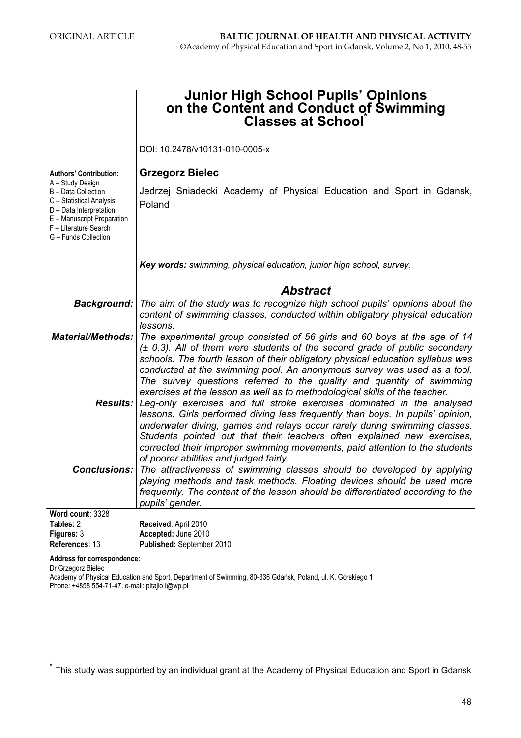# Junior High School Pupils' Opinions on the Content and Conduct of Swimming Classes at School*

DOI: 10.2478/v10131-010-0005-x

**Authors' Contribution:**
A – Study Design
B – Data Collection
C – Statistical Analysis
D – Data Interpretation
E – Manuscript Preparation
F – Literature Search
G – Funds Collection

**Grzegorz Bielec**

Jedrzej Sniadecki Academy of Physical Education and Sport in Gdansk, Poland

***Key words:*** *swimming, physical education, junior high school, survey.*

## *Abstract*

***Background:*** *The aim of the study was to recognize high school pupils' opinions about the content of swimming classes, conducted within obligatory physical education lessons.*

***Material/Methods:*** *The experimental group consisted of 56 girls and 60 boys at the age of 14 (± 0.3). All of them were students of the second grade of public secondary schools. The fourth lesson of their obligatory physical education syllabus was conducted at the swimming pool. An anonymous survey was used as a tool. The survey questions referred to the quality and quantity of swimming exercises at the lesson as well as to methodological skills of the teacher.*

***Results:*** *Leg-only exercises and full stroke exercises dominated in the analysed lessons. Girls performed diving less frequently than boys. In pupils' opinion, underwater diving, games and relays occur rarely during swimming classes. Students pointed out that their teachers often explained new exercises, corrected their improper swimming movements, paid attention to the students of poorer abilities and judged fairly.*

***Conclusions:*** *The attractiveness of swimming classes should be developed by applying playing methods and task methods. Floating devices should be used more frequently. The content of the lesson should be differentiated according to the pupils' gender.*

**Word count**: 3328
**Tables:** 2
**Figures:** 3
**References**: 13

**Received**: April 2010
**Accepted:** June 2010
**Published:** September 2010

**Address for correspondence:**
Dr Grzegorz Bielec
Academy of Physical Education and Sport, Department of Swimming, 80-336 Gdańsk, Poland, ul. K. Górskiego 1
Phone: +4858 554-71-47, e-mail: pitajlo1@wp.pl

---

* This study was supported by an individual grant at the Academy of Physical Education and Sport in Gdansk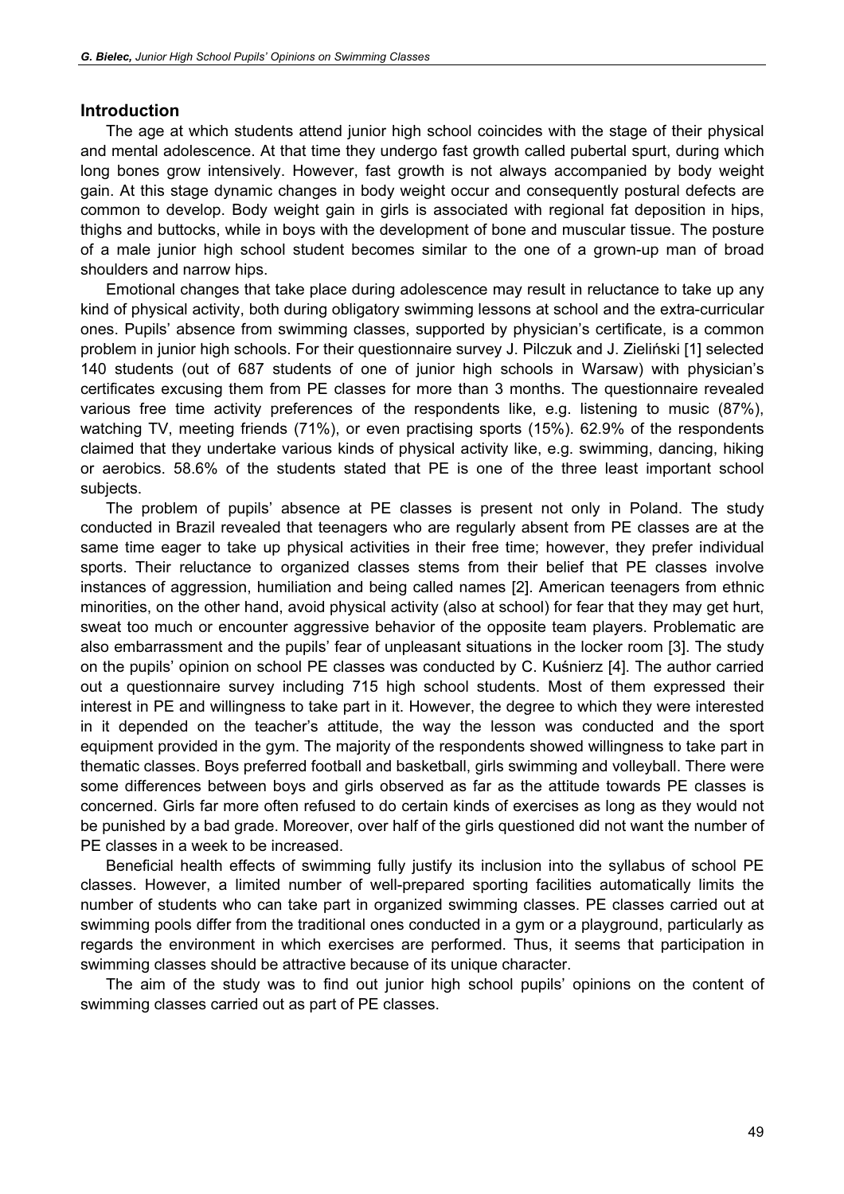## Introduction

The age at which students attend junior high school coincides with the stage of their physical and mental adolescence. At that time they undergo fast growth called pubertal spurt, during which long bones grow intensively. However, fast growth is not always accompanied by body weight gain. At this stage dynamic changes in body weight occur and consequently postural defects are common to develop. Body weight gain in girls is associated with regional fat deposition in hips, thighs and buttocks, while in boys with the development of bone and muscular tissue. The posture of a male junior high school student becomes similar to the one of a grown-up man of broad shoulders and narrow hips.

Emotional changes that take place during adolescence may result in reluctance to take up any kind of physical activity, both during obligatory swimming lessons at school and the extra-curricular ones. Pupils' absence from swimming classes, supported by physician's certificate, is a common problem in junior high schools. For their questionnaire survey J. Pilczuk and J. Zieliński [1] selected 140 students (out of 687 students of one of junior high schools in Warsaw) with physician's certificates excusing them from PE classes for more than 3 months. The questionnaire revealed various free time activity preferences of the respondents like, e.g. listening to music (87%), watching TV, meeting friends (71%), or even practising sports (15%). 62.9% of the respondents claimed that they undertake various kinds of physical activity like, e.g. swimming, dancing, hiking or aerobics. 58.6% of the students stated that PE is one of the three least important school subjects.

The problem of pupils' absence at PE classes is present not only in Poland. The study conducted in Brazil revealed that teenagers who are regularly absent from PE classes are at the same time eager to take up physical activities in their free time; however, they prefer individual sports. Their reluctance to organized classes stems from their belief that PE classes involve instances of aggression, humiliation and being called names [2]. American teenagers from ethnic minorities, on the other hand, avoid physical activity (also at school) for fear that they may get hurt, sweat too much or encounter aggressive behavior of the opposite team players. Problematic are also embarrassment and the pupils' fear of unpleasant situations in the locker room [3]. The study on the pupils' opinion on school PE classes was conducted by C. Kuśnierz [4]. The author carried out a questionnaire survey including 715 high school students. Most of them expressed their interest in PE and willingness to take part in it. However, the degree to which they were interested in it depended on the teacher's attitude, the way the lesson was conducted and the sport equipment provided in the gym. The majority of the respondents showed willingness to take part in thematic classes. Boys preferred football and basketball, girls swimming and volleyball. There were some differences between boys and girls observed as far as the attitude towards PE classes is concerned. Girls far more often refused to do certain kinds of exercises as long as they would not be punished by a bad grade. Moreover, over half of the girls questioned did not want the number of PE classes in a week to be increased.

Beneficial health effects of swimming fully justify its inclusion into the syllabus of school PE classes. However, a limited number of well-prepared sporting facilities automatically limits the number of students who can take part in organized swimming classes. PE classes carried out at swimming pools differ from the traditional ones conducted in a gym or a playground, particularly as regards the environment in which exercises are performed. Thus, it seems that participation in swimming classes should be attractive because of its unique character.

The aim of the study was to find out junior high school pupils' opinions on the content of swimming classes carried out as part of PE classes.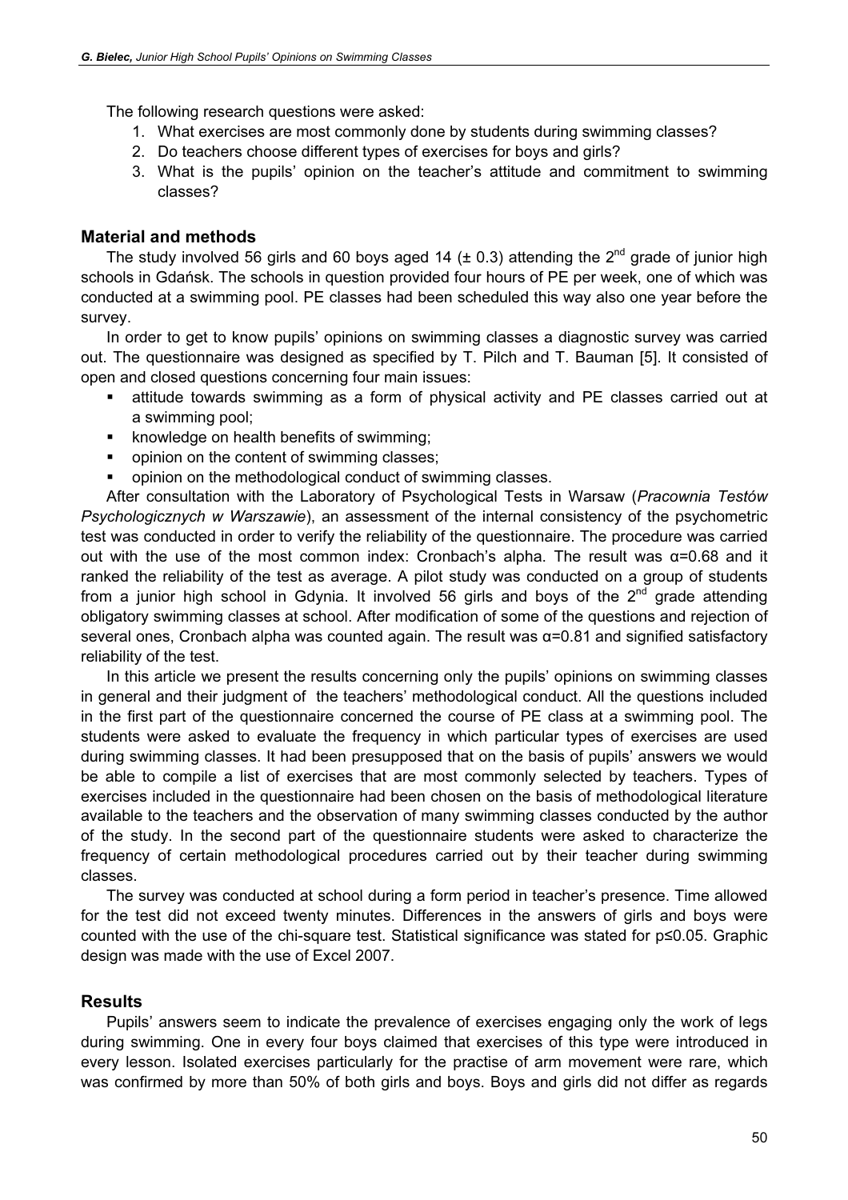The following research questions were asked:

1. What exercises are most commonly done by students during swimming classes?
2. Do teachers choose different types of exercises for boys and girls?
3. What is the pupils' opinion on the teacher's attitude and commitment to swimming classes?

## Material and methods

The study involved 56 girls and 60 boys aged 14 (± 0.3) attending the 2[nd] grade of junior high schools in Gdańsk. The schools in question provided four hours of PE per week, one of which was conducted at a swimming pool. PE classes had been scheduled this way also one year before the survey.

In order to get to know pupils' opinions on swimming classes a diagnostic survey was carried out. The questionnaire was designed as specified by T. Pilch and T. Bauman [5]. It consisted of open and closed questions concerning four main issues:

- attitude towards swimming as a form of physical activity and PE classes carried out at a swimming pool;
- knowledge on health benefits of swimming;
- opinion on the content of swimming classes;
- opinion on the methodological conduct of swimming classes.

After consultation with the Laboratory of Psychological Tests in Warsaw (*Pracownia Testów Psychologicznych w Warszawie*), an assessment of the internal consistency of the psychometric test was conducted in order to verify the reliability of the questionnaire. The procedure was carried out with the use of the most common index: Cronbach's alpha. The result was $\alpha=0.68$ and it ranked the reliability of the test as average. A pilot study was conducted on a group of students from a junior high school in Gdynia. It involved 56 girls and boys of the 2[nd] grade attending obligatory swimming classes at school. After modification of some of the questions and rejection of several ones, Cronbach alpha was counted again. The result was $\alpha=0.81$ and signified satisfactory reliability of the test.

In this article we present the results concerning only the pupils' opinions on swimming classes in general and their judgment of the teachers' methodological conduct. All the questions included in the first part of the questionnaire concerned the course of PE class at a swimming pool. The students were asked to evaluate the frequency in which particular types of exercises are used during swimming classes. It had been presupposed that on the basis of pupils' answers we would be able to compile a list of exercises that are most commonly selected by teachers. Types of exercises included in the questionnaire had been chosen on the basis of methodological literature available to the teachers and the observation of many swimming classes conducted by the author of the study. In the second part of the questionnaire students were asked to characterize the frequency of certain methodological procedures carried out by their teacher during swimming classes.

The survey was conducted at school during a form period in teacher's presence. Time allowed for the test did not exceed twenty minutes. Differences in the answers of girls and boys were counted with the use of the chi-square test. Statistical significance was stated for $p \leq 0.05$. Graphic design was made with the use of Excel 2007.

## Results

Pupils' answers seem to indicate the prevalence of exercises engaging only the work of legs during swimming. One in every four boys claimed that exercises of this type were introduced in every lesson. Isolated exercises particularly for the practise of arm movement were rare, which was confirmed by more than 50% of both girls and boys. Boys and girls did not differ as regards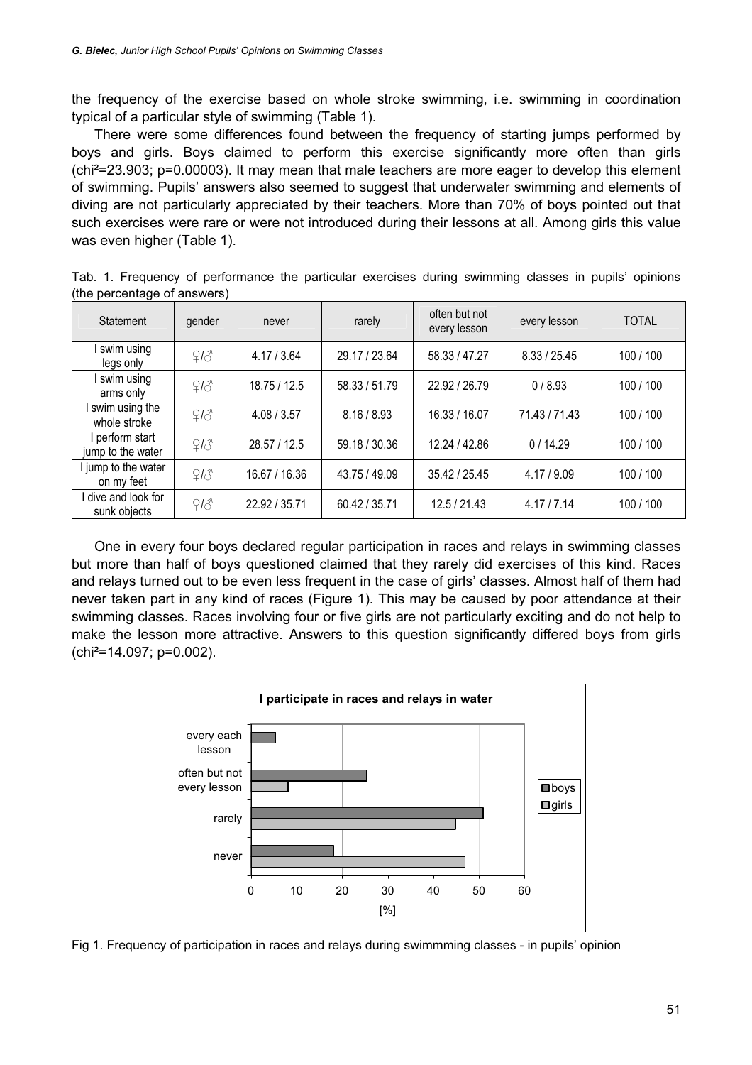the frequency of the exercise based on whole stroke swimming, i.e. swimming in coordination typical of a particular style of swimming (Table 1).

There were some differences found between the frequency of starting jumps performed by boys and girls. Boys claimed to perform this exercise significantly more often than girls ($chi^2=23.903$; $p=0.00003$). It may mean that male teachers are more eager to develop this element of swimming. Pupils' answers also seemed to suggest that underwater swimming and elements of diving are not particularly appreciated by their teachers. More than 70% of boys pointed out that such exercises were rare or were not introduced during their lessons at all. Among girls this value was even higher (Table 1).

Tab. 1. Frequency of performance the particular exercises during swimming classes in pupils' opinions (the percentage of answers)

| Statement | gender | never | rarely | often but not every lesson | every lesson | TOTAL |
|---|---|---|---|---|---|---|
| I swim using legs only | ♀/♂ | 4.17 / 3.64 | 29.17 / 23.64 | 58.33 / 47.27 | 8.33 / 25.45 | 100 / 100 |
| I swim using arms only | ♀/♂ | 18.75 / 12.5 | 58.33 / 51.79 | 22.92 / 26.79 | 0 / 8.93 | 100 / 100 |
| I swim using the whole stroke | ♀/♂ | 4.08 / 3.57 | 8.16 / 8.93 | 16.33 / 16.07 | 71.43 / 71.43 | 100 / 100 |
| I perform start jump to the water | ♀/♂ | 28.57 / 12.5 | 59.18 / 30.36 | 12.24 / 42.86 | 0 / 14.29 | 100 / 100 |
| I jump to the water on my feet | ♀/♂ | 16.67 / 16.36 | 43.75 / 49.09 | 35.42 / 25.45 | 4.17 / 9.09 | 100 / 100 |
| I dive and look for sunk objects | ♀/♂ | 22.92 / 35.71 | 60.42 / 35.71 | 12.5 / 21.43 | 4.17 / 7.14 | 100 / 100 |

One in every four boys declared regular participation in races and relays in swimming classes but more than half of boys questioned claimed that they rarely did exercises of this kind. Races and relays turned out to be even less frequent in the case of girls' classes. Almost half of them had never taken part in any kind of races (Figure 1). This may be caused by poor attendance at their swimming classes. Races involving four or five girls are not particularly exciting and do not help to make the lesson more attractive. Answers to this question significantly differed boys from girls ($chi^2=14.097$; $p=0.002$).

Fig 1. Frequency of participation in races and relays during swimmming classes - in pupils' opinion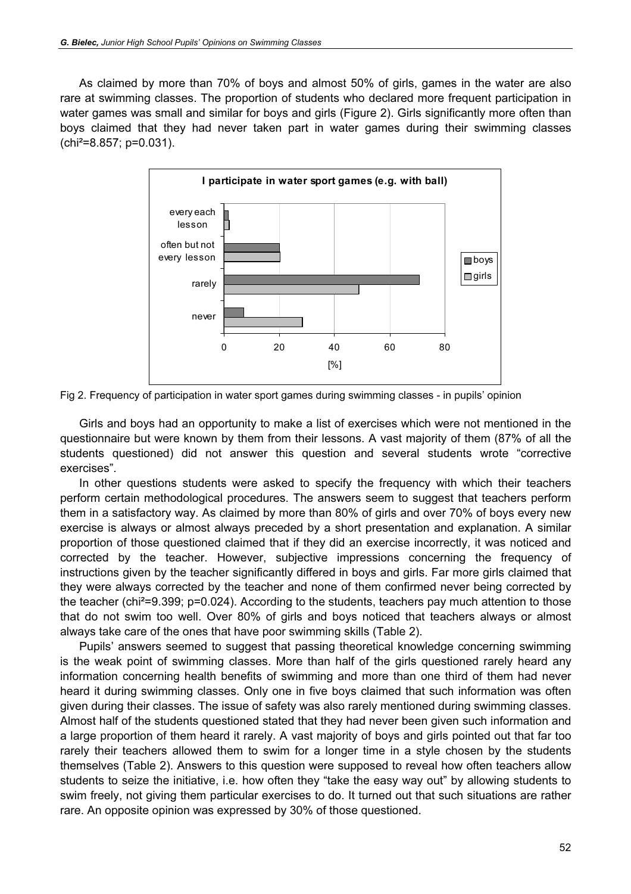As claimed by more than 70% of boys and almost 50% of girls, games in the water are also rare at swimming classes. The proportion of students who declared more frequent participation in water games was small and similar for boys and girls (Figure 2). Girls significantly more often than boys claimed that they had never taken part in water games during their swimming classes ($chi^2=8.857$; $p=0.031$).

Fig 2. Frequency of participation in water sport games during swimming classes - in pupils' opinion

Girls and boys had an opportunity to make a list of exercises which were not mentioned in the questionnaire but were known by them from their lessons. A vast majority of them (87% of all the students questioned) did not answer this question and several students wrote "corrective exercises".

In other questions students were asked to specify the frequency with which their teachers perform certain methodological procedures. The answers seem to suggest that teachers perform them in a satisfactory way. As claimed by more than 80% of girls and over 70% of boys every new exercise is always or almost always preceded by a short presentation and explanation. A similar proportion of those questioned claimed that if they did an exercise incorrectly, it was noticed and corrected by the teacher. However, subjective impressions concerning the frequency of instructions given by the teacher significantly differed in boys and girls. Far more girls claimed that they were always corrected by the teacher and none of them confirmed never being corrected by the teacher ($chi^2=9.399$; $p=0.024$). According to the students, teachers pay much attention to those that do not swim too well. Over 80% of girls and boys noticed that teachers always or almost always take care of the ones that have poor swimming skills (Table 2).

Pupils' answers seemed to suggest that passing theoretical knowledge concerning swimming is the weak point of swimming classes. More than half of the girls questioned rarely heard any information concerning health benefits of swimming and more than one third of them had never heard it during swimming classes. Only one in five boys claimed that such information was often given during their classes. The issue of safety was also rarely mentioned during swimming classes. Almost half of the students questioned stated that they had never been given such information and a large proportion of them heard it rarely. A vast majority of boys and girls pointed out that far too rarely their teachers allowed them to swim for a longer time in a style chosen by the students themselves (Table 2). Answers to this question were supposed to reveal how often teachers allow students to seize the initiative, i.e. how often they "take the easy way out" by allowing students to swim freely, not giving them particular exercises to do. It turned out that such situations are rather rare. An opposite opinion was expressed by 30% of those questioned.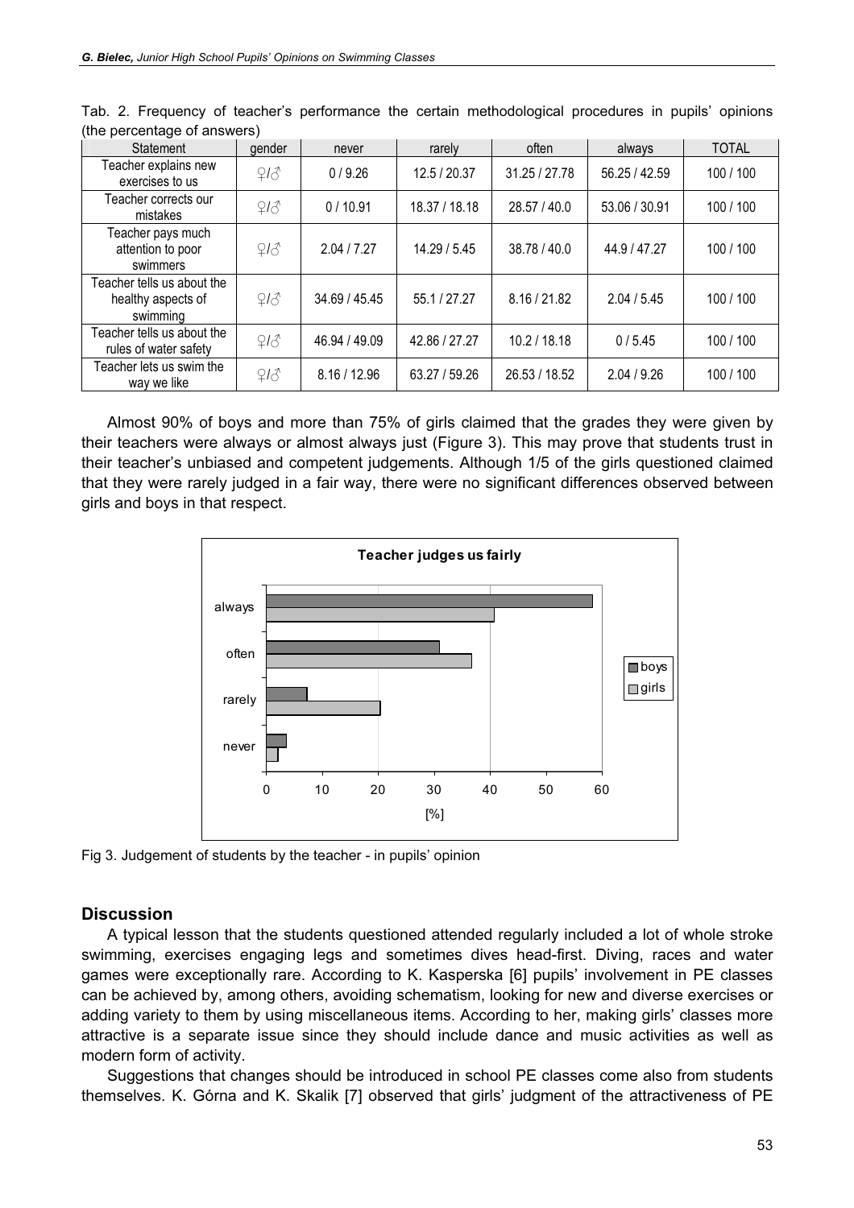Tab. 2. Frequency of teacher's performance the certain methodological procedures in pupils' opinions (the percentage of answers)

| Statement | gender | never | rarely | often | always | TOTAL |
|---|---|---|---|---|---|---|
| Teacher explains new exercises to us | ♀/♂ | 0 / 9.26 | 12.5 / 20.37 | 31.25 / 27.78 | 56.25 / 42.59 | 100 / 100 |
| Teacher corrects our mistakes | ♀/♂ | 0 / 10.91 | 18.37 / 18.18 | 28.57 / 40.0 | 53.06 / 30.91 | 100 / 100 |
| Teacher pays much attention to poor swimmers | ♀/♂ | 2.04 / 7.27 | 14.29 / 5.45 | 38.78 / 40.0 | 44.9 / 47.27 | 100 / 100 |
| Teacher tells us about the healthy aspects of swimming | ♀/♂ | 34.69 / 45.45 | 55.1 / 27.27 | 8.16 / 21.82 | 2.04 / 5.45 | 100 / 100 |
| Teacher tells us about the rules of water safety | ♀/♂ | 46.94 / 49.09 | 42.86 / 27.27 | 10.2 / 18.18 | 0 / 5.45 | 100 / 100 |
| Teacher lets us swim the way we like | ♀/♂ | 8.16 / 12.96 | 63.27 / 59.26 | 26.53 / 18.52 | 2.04 / 9.26 | 100 / 100 |

Almost 90% of boys and more than 75% of girls claimed that the grades they were given by their teachers were always or almost always just (Figure 3). This may prove that students trust in their teacher's unbiased and competent judgements. Although 1/5 of the girls questioned claimed that they were rarely judged in a fair way, there were no significant differences observed between girls and boys in that respect.

Fig 3. Judgement of students by the teacher - in pupils' opinion

## Discussion

A typical lesson that the students questioned attended regularly included a lot of whole stroke swimming, exercises engaging legs and sometimes dives head-first. Diving, races and water games were exceptionally rare. According to K. Kasperska [6] pupils' involvement in PE classes can be achieved by, among others, avoiding schematism, looking for new and diverse exercises or adding variety to them by using miscellaneous items. According to her, making girls' classes more attractive is a separate issue since they should include dance and music activities as well as modern form of activity.

Suggestions that changes should be introduced in school PE classes come also from students themselves. K. Górna and K. Skalik [7] observed that girls' judgment of the attractiveness of PE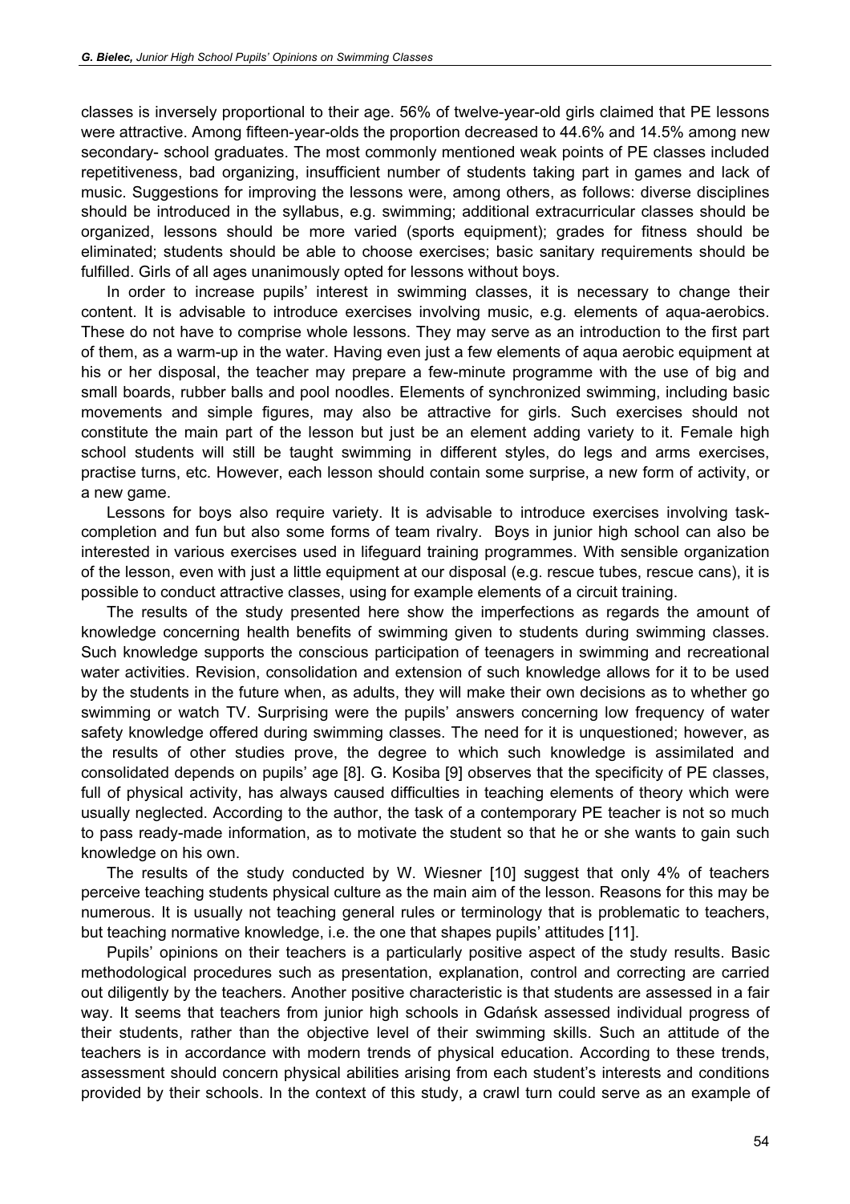classes is inversely proportional to their age. 56% of twelve-year-old girls claimed that PE lessons were attractive. Among fifteen-year-olds the proportion decreased to 44.6% and 14.5% among new secondary- school graduates. The most commonly mentioned weak points of PE classes included repetitiveness, bad organizing, insufficient number of students taking part in games and lack of music. Suggestions for improving the lessons were, among others, as follows: diverse disciplines should be introduced in the syllabus, e.g. swimming; additional extracurricular classes should be organized, lessons should be more varied (sports equipment); grades for fitness should be eliminated; students should be able to choose exercises; basic sanitary requirements should be fulfilled. Girls of all ages unanimously opted for lessons without boys.

In order to increase pupils' interest in swimming classes, it is necessary to change their content. It is advisable to introduce exercises involving music, e.g. elements of aqua-aerobics. These do not have to comprise whole lessons. They may serve as an introduction to the first part of them, as a warm-up in the water. Having even just a few elements of aqua aerobic equipment at his or her disposal, the teacher may prepare a few-minute programme with the use of big and small boards, rubber balls and pool noodles. Elements of synchronized swimming, including basic movements and simple figures, may also be attractive for girls. Such exercises should not constitute the main part of the lesson but just be an element adding variety to it. Female high school students will still be taught swimming in different styles, do legs and arms exercises, practise turns, etc. However, each lesson should contain some surprise, a new form of activity, or a new game.

Lessons for boys also require variety. It is advisable to introduce exercises involving task-completion and fun but also some forms of team rivalry. Boys in junior high school can also be interested in various exercises used in lifeguard training programmes. With sensible organization of the lesson, even with just a little equipment at our disposal (e.g. rescue tubes, rescue cans), it is possible to conduct attractive classes, using for example elements of a circuit training.

The results of the study presented here show the imperfections as regards the amount of knowledge concerning health benefits of swimming given to students during swimming classes. Such knowledge supports the conscious participation of teenagers in swimming and recreational water activities. Revision, consolidation and extension of such knowledge allows for it to be used by the students in the future when, as adults, they will make their own decisions as to whether go swimming or watch TV. Surprising were the pupils' answers concerning low frequency of water safety knowledge offered during swimming classes. The need for it is unquestioned; however, as the results of other studies prove, the degree to which such knowledge is assimilated and consolidated depends on pupils' age [8]. G. Kosiba [9] observes that the specificity of PE classes, full of physical activity, has always caused difficulties in teaching elements of theory which were usually neglected. According to the author, the task of a contemporary PE teacher is not so much to pass ready-made information, as to motivate the student so that he or she wants to gain such knowledge on his own.

The results of the study conducted by W. Wiesner [10] suggest that only 4% of teachers perceive teaching students physical culture as the main aim of the lesson. Reasons for this may be numerous. It is usually not teaching general rules or terminology that is problematic to teachers, but teaching normative knowledge, i.e. the one that shapes pupils' attitudes [11].

Pupils' opinions on their teachers is a particularly positive aspect of the study results. Basic methodological procedures such as presentation, explanation, control and correcting are carried out diligently by the teachers. Another positive characteristic is that students are assessed in a fair way. It seems that teachers from junior high schools in Gdańsk assessed individual progress of their students, rather than the objective level of their swimming skills. Such an attitude of the teachers is in accordance with modern trends of physical education. According to these trends, assessment should concern physical abilities arising from each student's interests and conditions provided by their schools. In the context of this study, a crawl turn could serve as an example of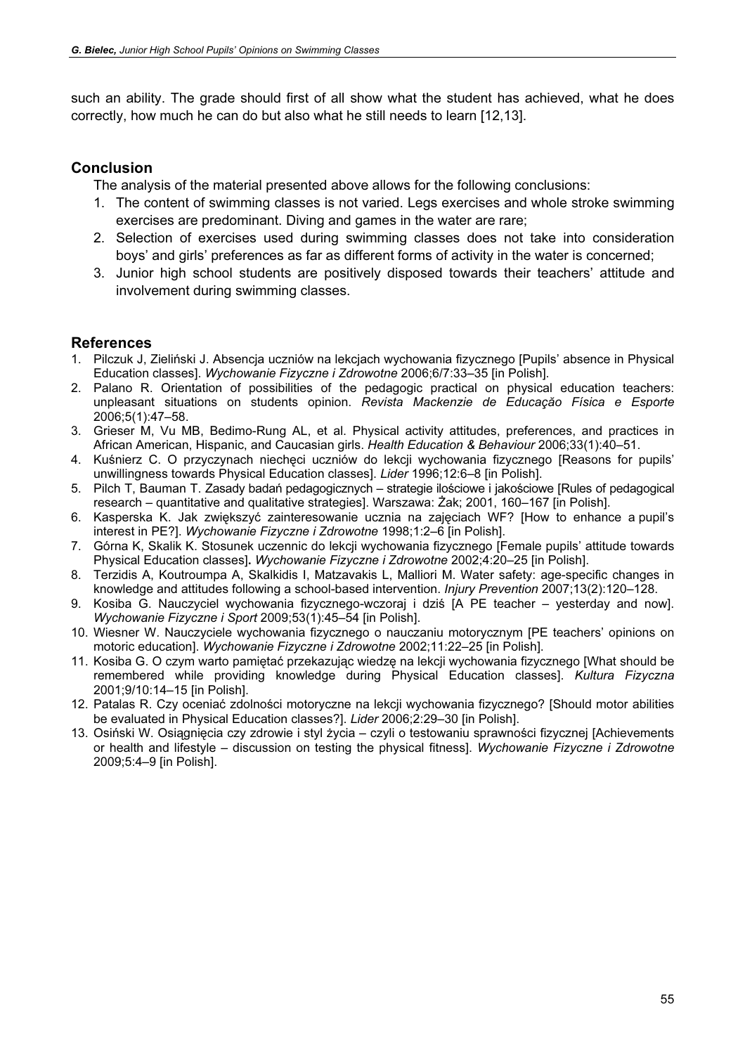such an ability. The grade should first of all show what the student has achieved, what he does correctly, how much he can do but also what he still needs to learn [12,13].

## Conclusion

The analysis of the material presented above allows for the following conclusions:

1. The content of swimming classes is not varied. Legs exercises and whole stroke swimming exercises are predominant. Diving and games in the water are rare;
2. Selection of exercises used during swimming classes does not take into consideration boys' and girls' preferences as far as different forms of activity in the water is concerned;
3. Junior high school students are positively disposed towards their teachers' attitude and involvement during swimming classes.

## References

1. Pilczuk J, Zieliński J. Absencja uczniów na lekcjach wychowania fizycznego [Pupils' absence in Physical Education classes]. *Wychowanie Fizyczne i Zdrowotne* 2006;6/7:33–35 [in Polish].
2. Palano R. Orientation of possibilities of the pedagogic practical on physical education teachers: unpleasant situations on students opinion. *Revista Mackenzie de Educação Física e Esporte* 2006;5(1):47–58.
3. Grieser M, Vu MB, Bedimo-Rung AL, et al. Physical activity attitudes, preferences, and practices in African American, Hispanic, and Caucasian girls. *Health Education & Behaviour* 2006;33(1):40–51.
4. Kuśnierz C. O przyczynach niechęci uczniów do lekcji wychowania fizycznego [Reasons for pupils' unwillingness towards Physical Education classes]. *Lider* 1996;12:6–8 [in Polish].
5. Pilch T, Bauman T. Zasady badań pedagogicznych – strategie ilościowe i jakościowe [Rules of pedagogical research – quantitative and qualitative strategies]. Warszawa: Żak; 2001, 160–167 [in Polish].
6. Kasperska K. Jak zwiększyć zainteresowanie ucznia na zajęciach WF? [How to enhance a pupil's interest in PE?]. *Wychowanie Fizyczne i Zdrowotne* 1998;1:2–6 [in Polish].
7. Górna K, Skalik K. Stosunek uczennic do lekcji wychowania fizycznego [Female pupils' attitude towards Physical Education classes]. *Wychowanie Fizyczne i Zdrowotne* 2002;4:20–25 [in Polish].
8. Terzidis A, Koutroumpa A, Skalkidis I, Matzavakis L, Malliori M. Water safety: age-specific changes in knowledge and attitudes following a school-based intervention. *Injury Prevention* 2007;13(2):120–128.
9. Kosiba G. Nauczyciel wychowania fizycznego-wczoraj i dziś [A PE teacher – yesterday and now]. *Wychowanie Fizyczne i Sport* 2009;53(1):45–54 [in Polish].
10. Wiesner W. Nauczyciele wychowania fizycznego o nauczaniu motorycznym [PE teachers' opinions on motoric education]. *Wychowanie Fizyczne i Zdrowotne* 2002;11:22–25 [in Polish].
11. Kosiba G. O czym warto pamiętać przekazując wiedzę na lekcji wychowania fizycznego [What should be remembered while providing knowledge during Physical Education classes]. *Kultura Fizyczna* 2001;9/10:14–15 [in Polish].
12. Patalas R. Czy oceniać zdolności motoryczne na lekcji wychowania fizycznego? [Should motor abilities be evaluated in Physical Education classes?]. *Lider* 2006;2:29–30 [in Polish].
13. Osiński W. Osiągnięcia czy zdrowie i styl życia – czyli o testowaniu sprawności fizycznej [Achievements or health and lifestyle – discussion on testing the physical fitness]. *Wychowanie Fizyczne i Zdrowotne* 2009;5:4–9 [in Polish].